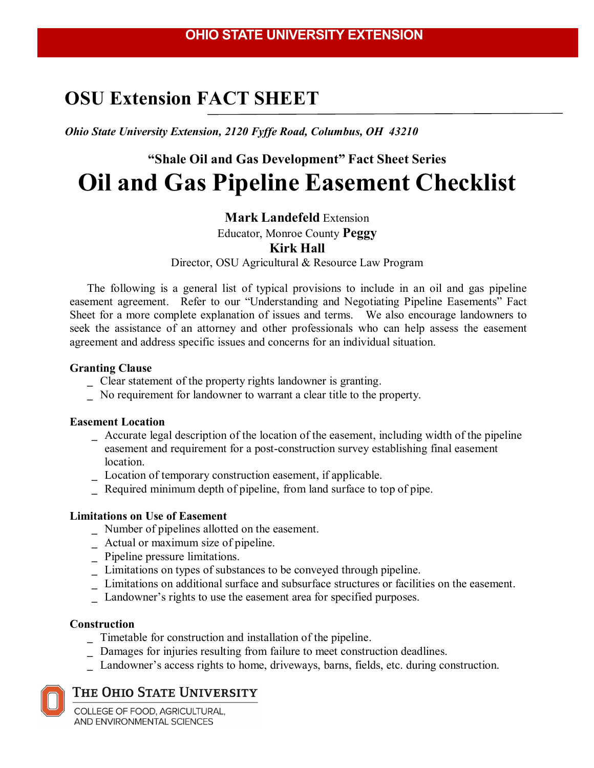OHIO STATE UNIVERSITY EXTENSION

# OSU Extension FACT SHEET

*Ohio State University Extension, 2120 Fyffe Road, Columbus, OH 43210*

## "Shale Oil and Gas Development" Fact Sheet Series

# Oil and Gas Pipeline Easement Checklist

**Mark Landefeld** Extension Educator, Monroe County **Peggy Kirk Hall**
Director, OSU Agricultural & Resource Law Program

The following is a general list of typical provisions to include in an oil and gas pipeline easement agreement. Refer to our "Understanding and Negotiating Pipeline Easements" Fact Sheet for a more complete explanation of issues and terms. We also encourage landowners to seek the assistance of an attorney and other professionals who can help assess the easement agreement and address specific issues and concerns for an individual situation.

**Granting Clause**

_ Clear statement of the property rights landowner is granting.
_ No requirement for landowner to warrant a clear title to the property.

**Easement Location**

_ Accurate legal description of the location of the easement, including width of the pipeline easement and requirement for a post-construction survey establishing final easement location.
_ Location of temporary construction easement, if applicable.
_ Required minimum depth of pipeline, from land surface to top of pipe.

**Limitations on Use of Easement**

_ Number of pipelines allotted on the easement.
_ Actual or maximum size of pipeline.
_ Pipeline pressure limitations.
_ Limitations on types of substances to be conveyed through pipeline.
_ Limitations on additional surface and subsurface structures or facilities on the easement.
_ Landowner's rights to use the easement area for specified purposes.

**Construction**

_ Timetable for construction and installation of the pipeline.
_ Damages for injuries resulting from failure to meet construction deadlines.
_ Landowner's access rights to home, driveways, barns, fields, etc. during construction.

THE OHIO STATE UNIVERSITY
COLLEGE OF FOOD, AGRICULTURAL, AND ENVIRONMENTAL SCIENCES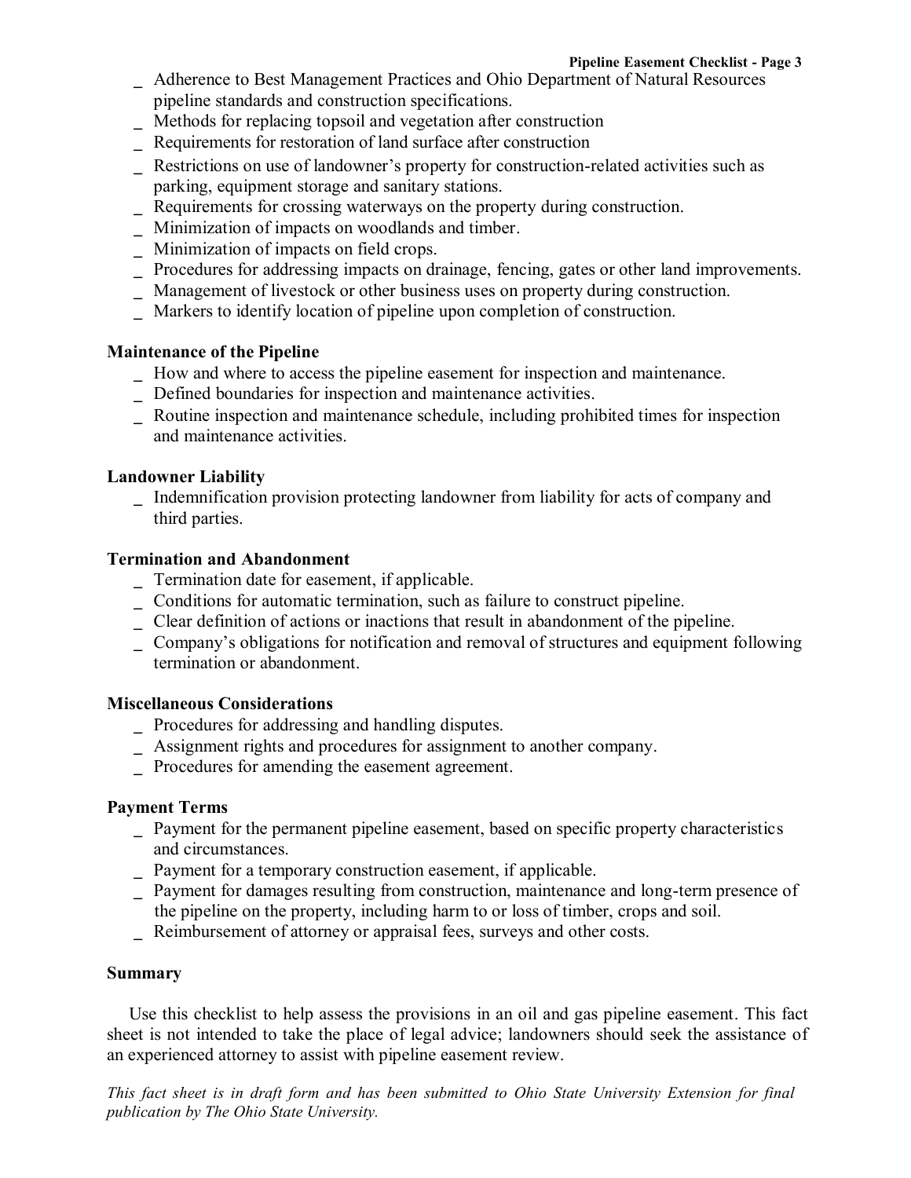_ Adherence to Best Management Practices and Ohio Department of Natural Resources pipeline standards and construction specifications.
_ Methods for replacing topsoil and vegetation after construction
_ Requirements for restoration of land surface after construction
_ Restrictions on use of landowner's property for construction-related activities such as parking, equipment storage and sanitary stations.
_ Requirements for crossing waterways on the property during construction.
_ Minimization of impacts on woodlands and timber.
_ Minimization of impacts on field crops.
_ Procedures for addressing impacts on drainage, fencing, gates or other land improvements.
_ Management of livestock or other business uses on property during construction.
_ Markers to identify location of pipeline upon completion of construction.

**Maintenance of the Pipeline**

_ How and where to access the pipeline easement for inspection and maintenance.
_ Defined boundaries for inspection and maintenance activities.
_ Routine inspection and maintenance schedule, including prohibited times for inspection and maintenance activities.

**Landowner Liability**

_ Indemnification provision protecting landowner from liability for acts of company and third parties.

**Termination and Abandonment**

_ Termination date for easement, if applicable.
_ Conditions for automatic termination, such as failure to construct pipeline.
_ Clear definition of actions or inactions that result in abandonment of the pipeline.
_ Company's obligations for notification and removal of structures and equipment following termination or abandonment.

**Miscellaneous Considerations**

_ Procedures for addressing and handling disputes.
_ Assignment rights and procedures for assignment to another company.
_ Procedures for amending the easement agreement.

**Payment Terms**

_ Payment for the permanent pipeline easement, based on specific property characteristics and circumstances.
_ Payment for a temporary construction easement, if applicable.
_ Payment for damages resulting from construction, maintenance and long-term presence of the pipeline on the property, including harm to or loss of timber, crops and soil.
_ Reimbursement of attorney or appraisal fees, surveys and other costs.

**Summary**

Use this checklist to help assess the provisions in an oil and gas pipeline easement. This fact sheet is not intended to take the place of legal advice; landowners should seek the assistance of an experienced attorney to assist with pipeline easement review.

*This fact sheet is in draft form and has been submitted to Ohio State University Extension for final publication by The Ohio State University.*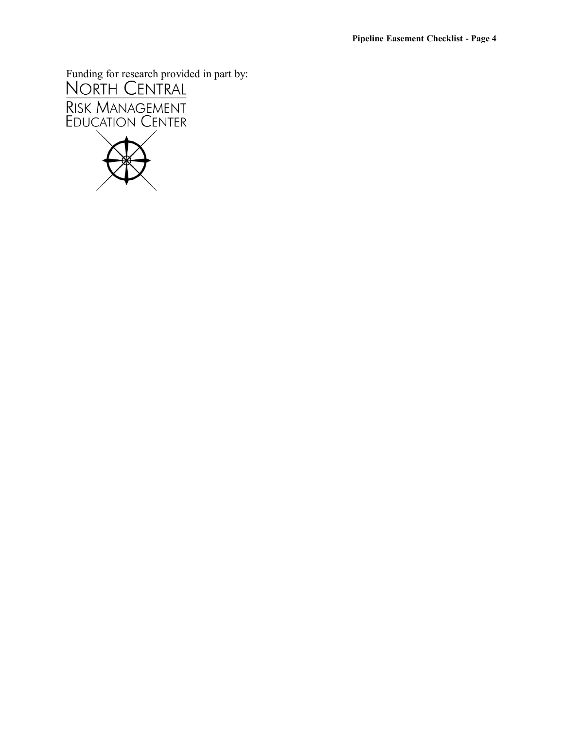Funding for research provided in part by:

NORTH CENTRAL

RISK MANAGEMENT
EDUCATION CENTER